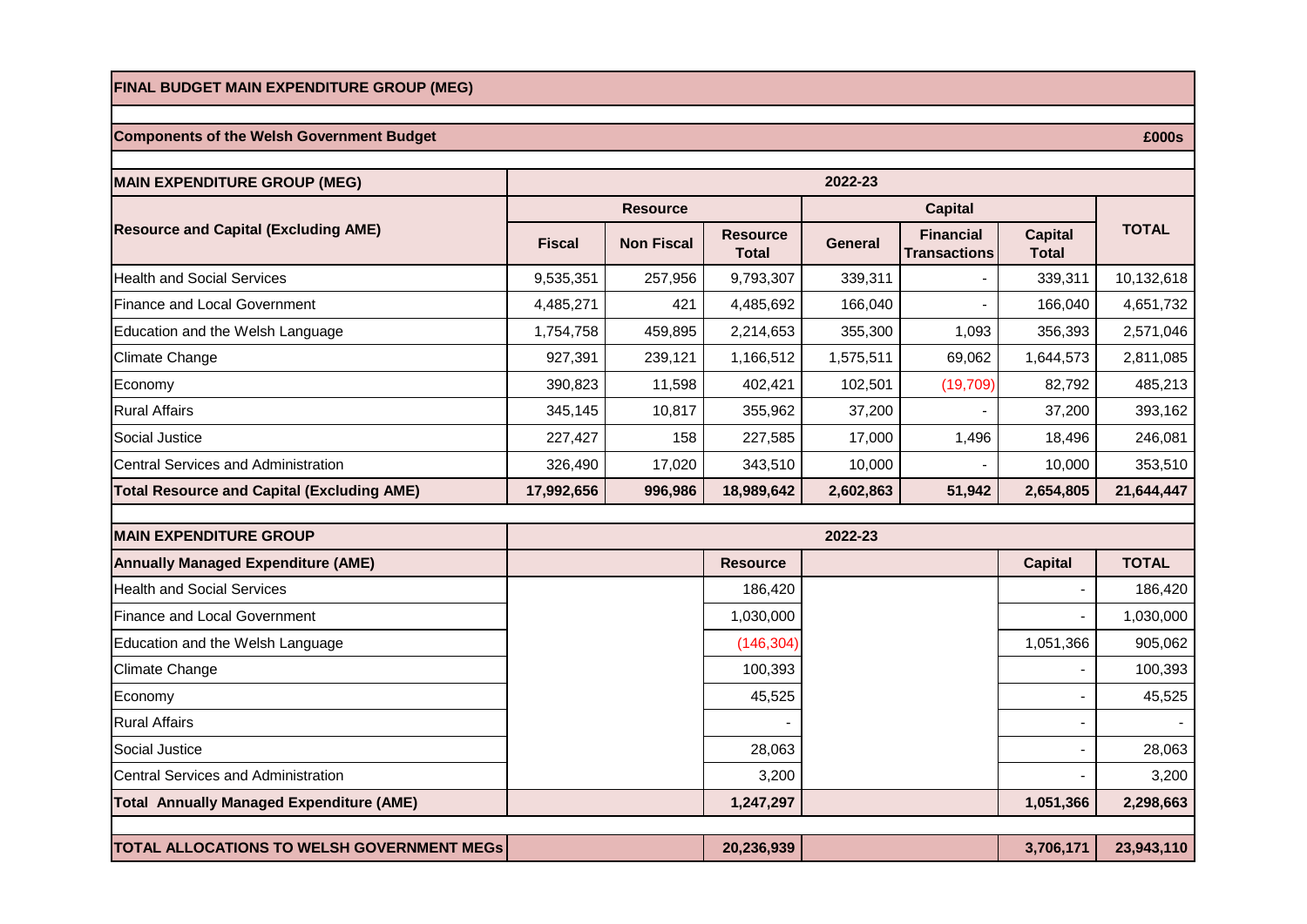**FINAL BUDGET MAIN EXPENDITURE GROUP (MEG)**

**Components of the Welsh Government Budget** — **£000s**

| **MAIN EXPENDITURE GROUP (MEG)** | **2022-23** | | | | | | |
|---|---|---|---|---|---|---|---|
| **Resource and Capital (Excluding AME)** | **Resource** | | | **Capital** | | | **TOTAL** |
| | **Fiscal** | **Non Fiscal** | **Resource Total** | **General** | **Financial Transactions** | **Capital Total** | |
| Health and Social Services | 9,535,351 | 257,956 | 9,793,307 | 339,311 | - | 339,311 | 10,132,618 |
| Finance and Local Government | 4,485,271 | 421 | 4,485,692 | 166,040 | - | 166,040 | 4,651,732 |
| Education and the Welsh Language | 1,754,758 | 459,895 | 2,214,653 | 355,300 | 1,093 | 356,393 | 2,571,046 |
| Climate Change | 927,391 | 239,121 | 1,166,512 | 1,575,511 | 69,062 | 1,644,573 | 2,811,085 |
| Economy | 390,823 | 11,598 | 402,421 | 102,501 | (19,709) | 82,792 | 485,213 |
| Rural Affairs | 345,145 | 10,817 | 355,962 | 37,200 | - | 37,200 | 393,162 |
| Social Justice | 227,427 | 158 | 227,585 | 17,000 | 1,496 | 18,496 | 246,081 |
| Central Services and Administration | 326,490 | 17,020 | 343,510 | 10,000 | - | 10,000 | 353,510 |
| **Total Resource and Capital (Excluding AME)** | **17,992,656** | **996,986** | **18,989,642** | **2,602,863** | **51,942** | **2,654,805** | **21,644,447** |

| **MAIN EXPENDITURE GROUP** | **2022-23** | | |
|---|---|---|---|
| **Annually Managed Expenditure (AME)** | **Resource** | **Capital** | **TOTAL** |
| Health and Social Services | 186,420 | - | 186,420 |
| Finance and Local Government | 1,030,000 | - | 1,030,000 |
| Education and the Welsh Language | (146,304) | 1,051,366 | 905,062 |
| Climate Change | 100,393 | - | 100,393 |
| Economy | 45,525 | - | 45,525 |
| Rural Affairs | - | - | - |
| Social Justice | 28,063 | - | 28,063 |
| Central Services and Administration | 3,200 | - | 3,200 |
| **Total Annually Managed Expenditure (AME)** | **1,247,297** | **1,051,366** | **2,298,663** |
| **TOTAL ALLOCATIONS TO WELSH GOVERNMENT MEGs** | **20,236,939** | **3,706,171** | **23,943,110** |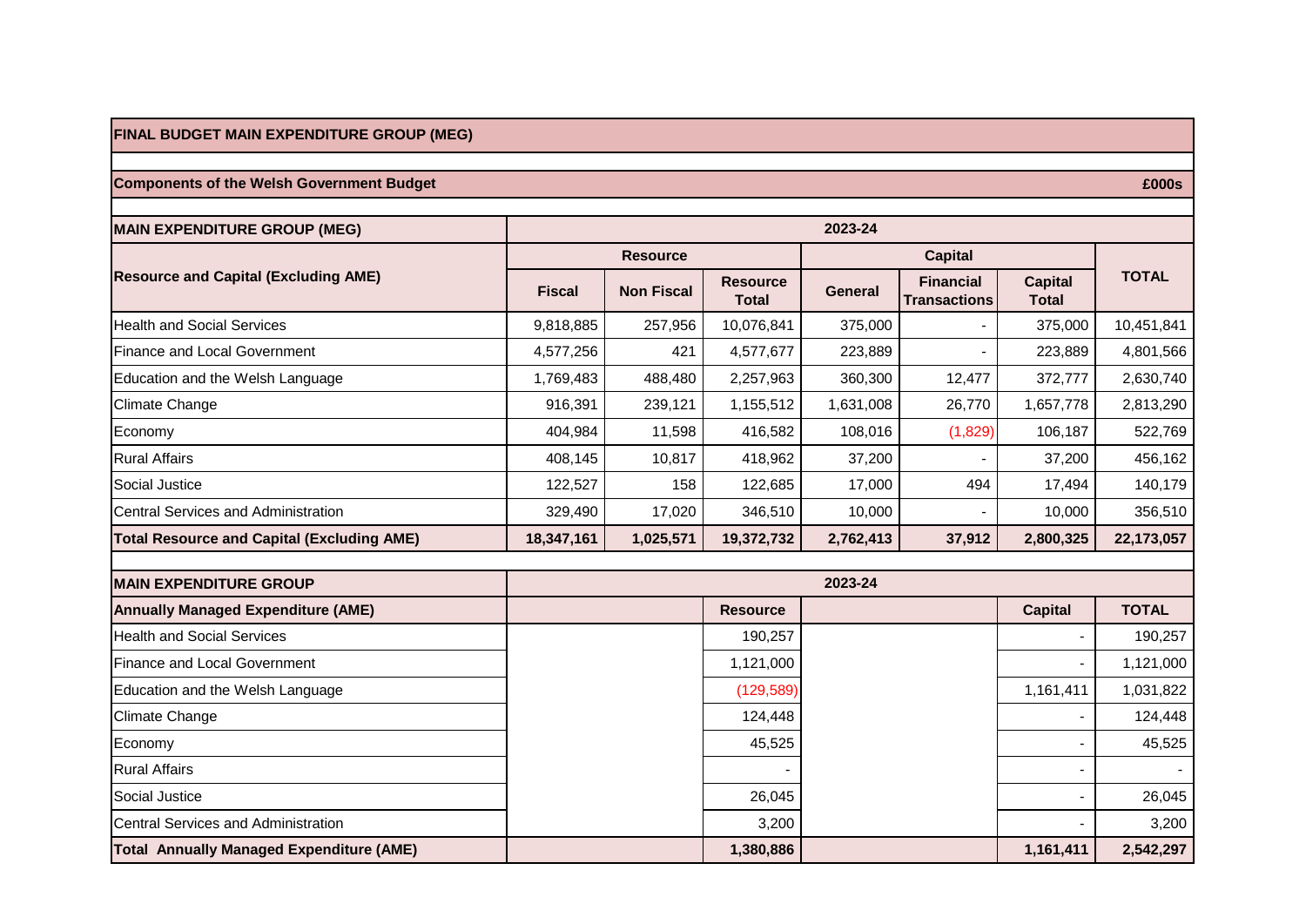**FINAL BUDGET MAIN EXPENDITURE GROUP (MEG)**

**Components of the Welsh Government Budget** **£000s**

| **MAIN EXPENDITURE GROUP (MEG)** | **2023-24** | | | | | | |
|---|---|---|---|---|---|---|---|
| **Resource and Capital (Excluding AME)** | **Resource** | | | **Capital** | | | **TOTAL** |
| | **Fiscal** | **Non Fiscal** | **Resource Total** | **General** | **Financial Transactions** | **Capital Total** | |
| Health and Social Services | 9,818,885 | 257,956 | 10,076,841 | 375,000 | - | 375,000 | 10,451,841 |
| Finance and Local Government | 4,577,256 | 421 | 4,577,677 | 223,889 | - | 223,889 | 4,801,566 |
| Education and the Welsh Language | 1,769,483 | 488,480 | 2,257,963 | 360,300 | 12,477 | 372,777 | 2,630,740 |
| Climate Change | 916,391 | 239,121 | 1,155,512 | 1,631,008 | 26,770 | 1,657,778 | 2,813,290 |
| Economy | 404,984 | 11,598 | 416,582 | 108,016 | (1,829) | 106,187 | 522,769 |
| Rural Affairs | 408,145 | 10,817 | 418,962 | 37,200 | - | 37,200 | 456,162 |
| Social Justice | 122,527 | 158 | 122,685 | 17,000 | 494 | 17,494 | 140,179 |
| Central Services and Administration | 329,490 | 17,020 | 346,510 | 10,000 | - | 10,000 | 356,510 |
| **Total Resource and Capital (Excluding AME)** | **18,347,161** | **1,025,571** | **19,372,732** | **2,762,413** | **37,912** | **2,800,325** | **22,173,057** |

| **MAIN EXPENDITURE GROUP** | **2023-24** | | |
|---|---|---|---|
| **Annually Managed Expenditure (AME)** | **Resource** | **Capital** | **TOTAL** |
| Health and Social Services | 190,257 | - | 190,257 |
| Finance and Local Government | 1,121,000 | - | 1,121,000 |
| Education and the Welsh Language | (129,589) | 1,161,411 | 1,031,822 |
| Climate Change | 124,448 | - | 124,448 |
| Economy | 45,525 | - | 45,525 |
| Rural Affairs | - | - | - |
| Social Justice | 26,045 | - | 26,045 |
| Central Services and Administration | 3,200 | - | 3,200 |
| **Total Annually Managed Expenditure (AME)** | **1,380,886** | **1,161,411** | **2,542,297** |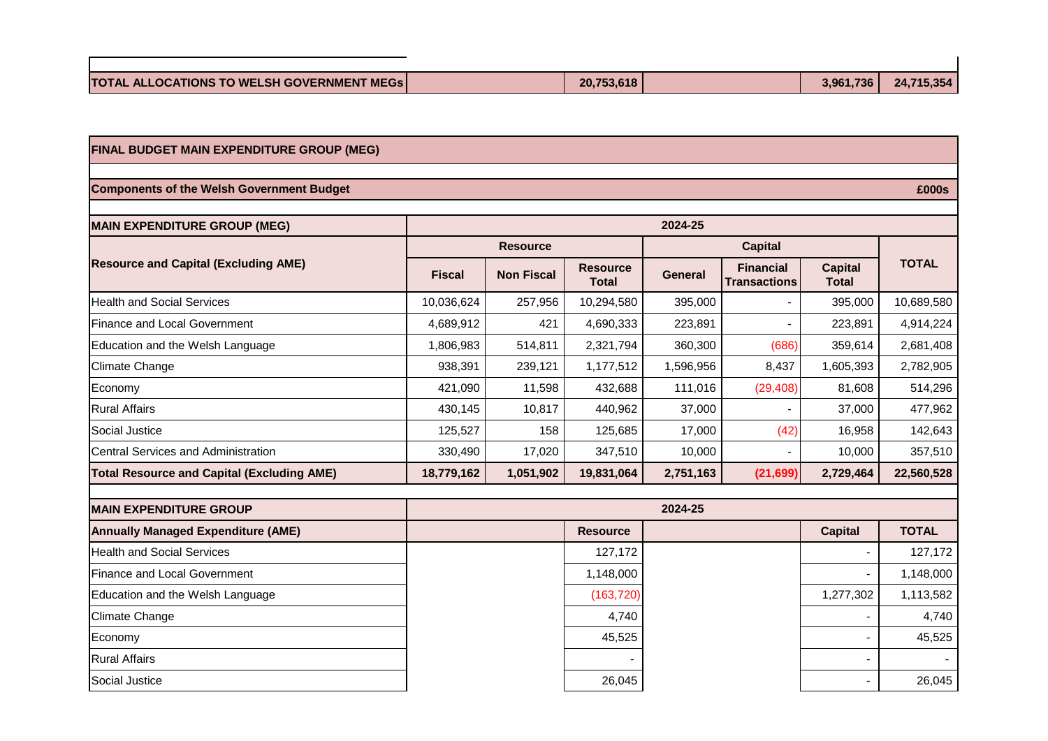| | | | | | | | |
|---|---|---|---|---|---|---|---|
| **TOTAL ALLOCATIONS TO WELSH GOVERNMENT MEGs** | | | **20,753,618** | | | **3,961,736** | **24,715,354** |

## FINAL BUDGET MAIN EXPENDITURE GROUP (MEG)

**Components of the Welsh Government Budget** — **£000s**

| **MAIN EXPENDITURE GROUP (MEG)** | **2024-25** | | | | | | |
|---|---|---|---|---|---|---|---|
| **Resource and Capital (Excluding AME)** | **Resource** | | | **Capital** | | | **TOTAL** |
| | **Fiscal** | **Non Fiscal** | **Resource Total** | **General** | **Financial Transactions** | **Capital Total** | |
| Health and Social Services | 10,036,624 | 257,956 | 10,294,580 | 395,000 | - | 395,000 | 10,689,580 |
| Finance and Local Government | 4,689,912 | 421 | 4,690,333 | 223,891 | - | 223,891 | 4,914,224 |
| Education and the Welsh Language | 1,806,983 | 514,811 | 2,321,794 | 360,300 | (686) | 359,614 | 2,681,408 |
| Climate Change | 938,391 | 239,121 | 1,177,512 | 1,596,956 | 8,437 | 1,605,393 | 2,782,905 |
| Economy | 421,090 | 11,598 | 432,688 | 111,016 | (29,408) | 81,608 | 514,296 |
| Rural Affairs | 430,145 | 10,817 | 440,962 | 37,000 | - | 37,000 | 477,962 |
| Social Justice | 125,527 | 158 | 125,685 | 17,000 | (42) | 16,958 | 142,643 |
| Central Services and Administration | 330,490 | 17,020 | 347,510 | 10,000 | - | 10,000 | 357,510 |
| **Total Resource and Capital (Excluding AME)** | **18,779,162** | **1,051,902** | **19,831,064** | **2,751,163** | **(21,699)** | **2,729,464** | **22,560,528** |

| **MAIN EXPENDITURE GROUP** | **2024-25** | | |
|---|---|---|---|
| **Annually Managed Expenditure (AME)** | **Resource** | **Capital** | **TOTAL** |
| Health and Social Services | 127,172 | - | 127,172 |
| Finance and Local Government | 1,148,000 | - | 1,148,000 |
| Education and the Welsh Language | (163,720) | 1,277,302 | 1,113,582 |
| Climate Change | 4,740 | - | 4,740 |
| Economy | 45,525 | - | 45,525 |
| Rural Affairs | - | - | - |
| Social Justice | 26,045 | - | 26,045 |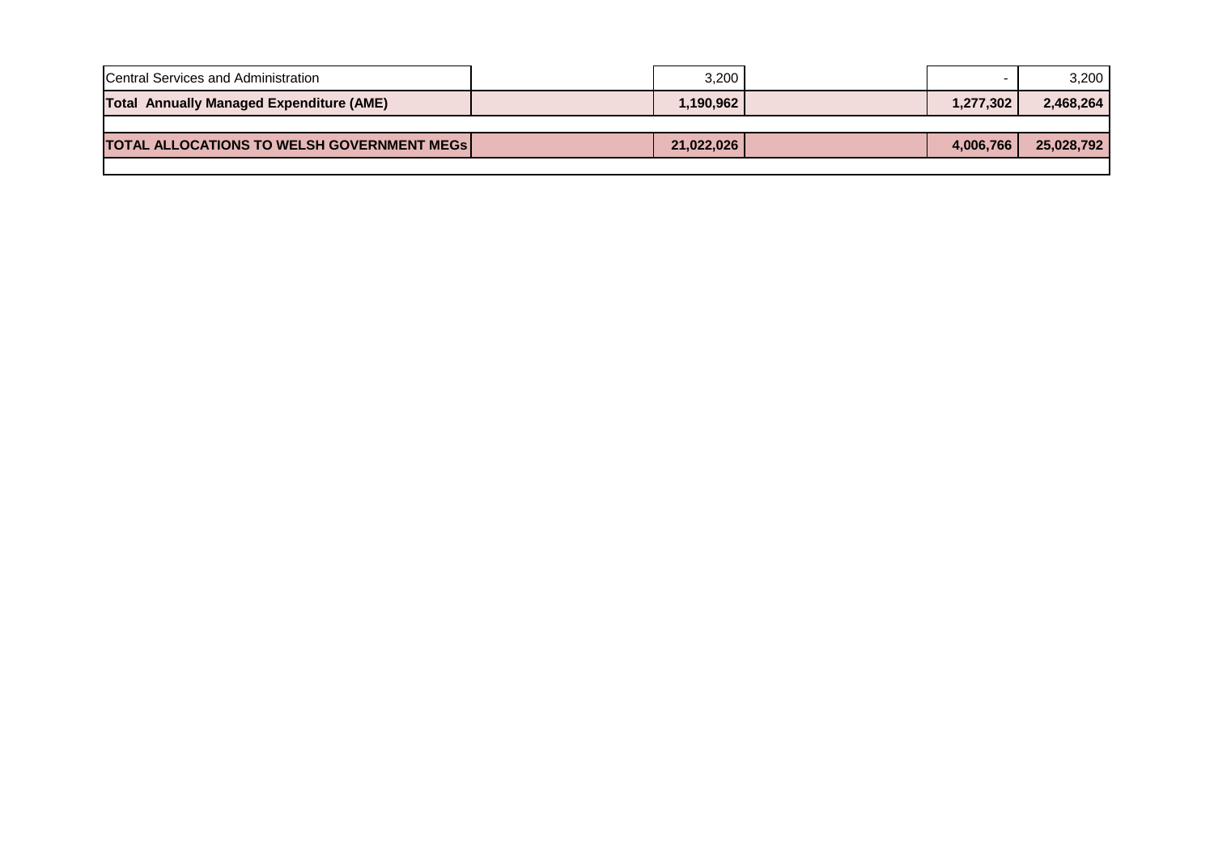| | | | | | |
|---|---|---|---|---|---|
| Central Services and Administration | | 3,200 | | - | 3,200 |
| **Total Annually Managed Expenditure (AME)** | | **1,190,962** | | **1,277,302** | **2,468,264** |
| | | | | | |
| **TOTAL ALLOCATIONS TO WELSH GOVERNMENT MEGs** | | **21,022,026** | | **4,006,766** | **25,028,792** |